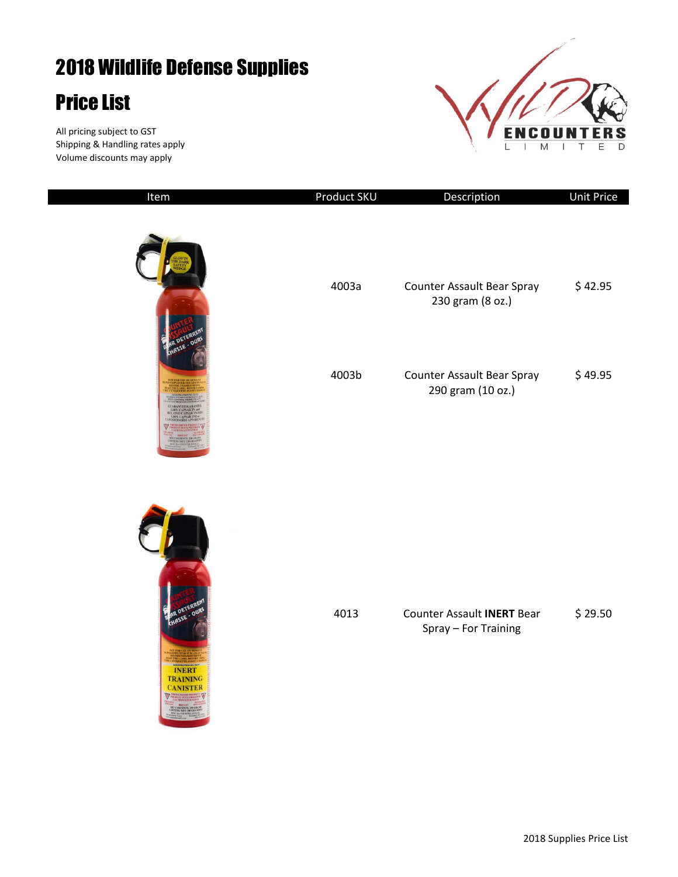# 2018 Wildlife Defense Supplies

# Price List

All pricing subject to GST
Shipping & Handling rates apply
Volume discounts may apply

| Item | Product SKU | Description | Unit Price |
| --- | --- | --- | --- |
| | 4003a | Counter Assault Bear Spray 230 gram (8 oz.) | $ 42.95 |
| | 4003b | Counter Assault Bear Spray 290 gram (10 oz.) | $ 49.95 |
| | 4013 | Counter Assault **INERT** Bear Spray – For Training | $ 29.50 |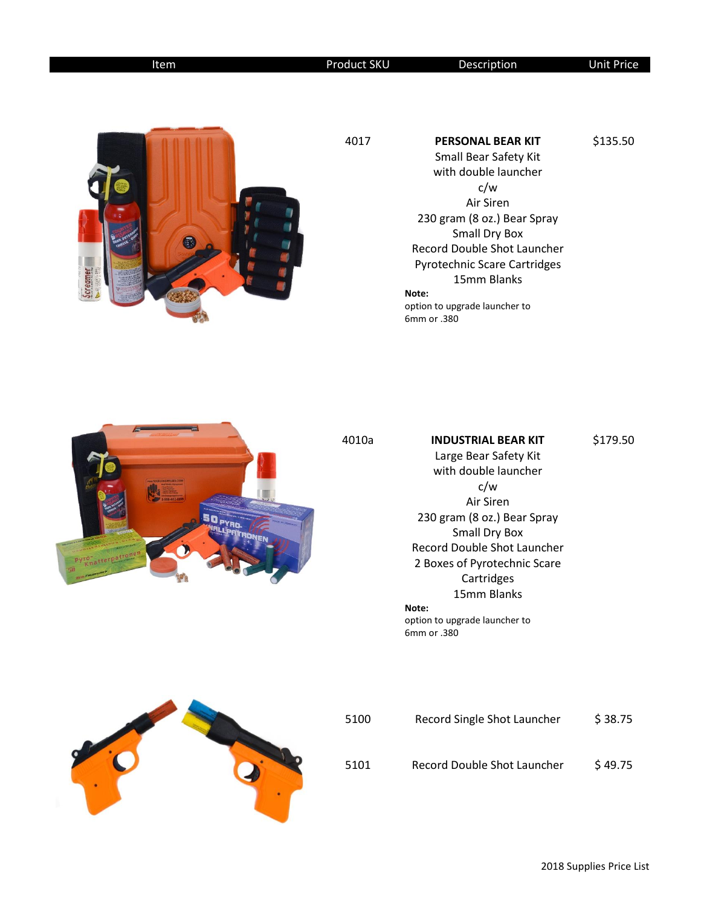| Item | Product SKU | Description | Unit Price |
|---|---|---|---|
| | 4017 | **PERSONAL BEAR KIT**<br>Small Bear Safety Kit<br>with double launcher<br>c/w<br>Air Siren<br>230 gram (8 oz.) Bear Spray<br>Small Dry Box<br>Record Double Shot Launcher<br>Pyrotechnic Scare Cartridges<br>15mm Blanks<br>**Note:**<br>option to upgrade launcher to<br>6mm or .380 | $135.50 |
| | 4010a | **INDUSTRIAL BEAR KIT**<br>Large Bear Safety Kit<br>with double launcher<br>c/w<br>Air Siren<br>230 gram (8 oz.) Bear Spray<br>Small Dry Box<br>Record Double Shot Launcher<br>2 Boxes of Pyrotechnic Scare Cartridges<br>15mm Blanks<br>**Note:**<br>option to upgrade launcher to<br>6mm or .380 | $179.50 |
| | 5100 | Record Single Shot Launcher | $ 38.75 |
| | 5101 | Record Double Shot Launcher | $ 49.75 |

2018 Supplies Price List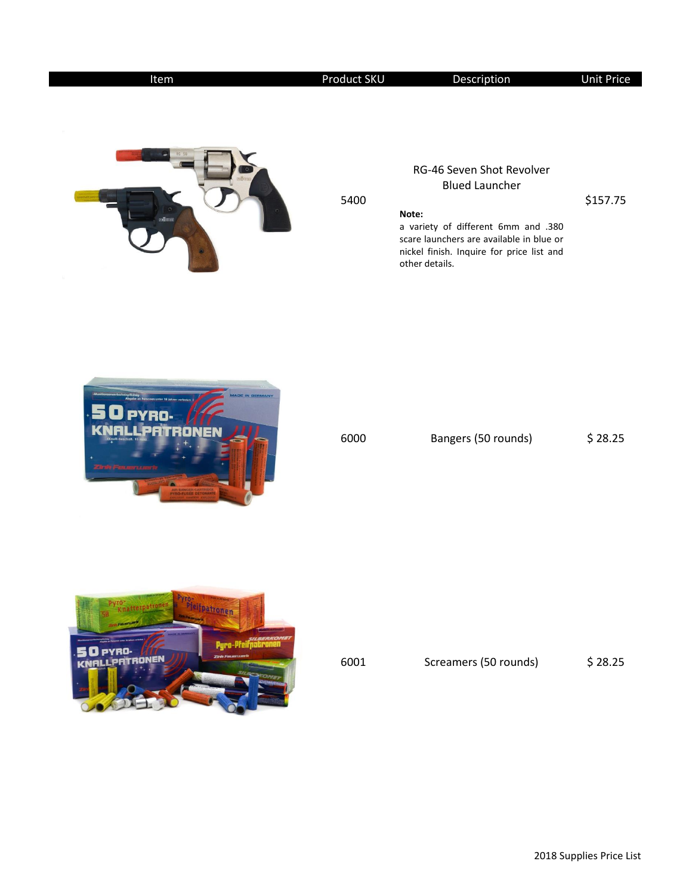| Item | Product SKU | Description | Unit Price |
| --- | --- | --- | --- |
| | 5400 | RG-46 Seven Shot Revolver Blued Launcher<br><br>**Note:**<br>a variety of different 6mm and .380 scare launchers are available in blue or nickel finish. Inquire for price list and other details. | $157.75 |
| | 6000 | Bangers (50 rounds) | $ 28.25 |
| | 6001 | Screamers (50 rounds) | $ 28.25 |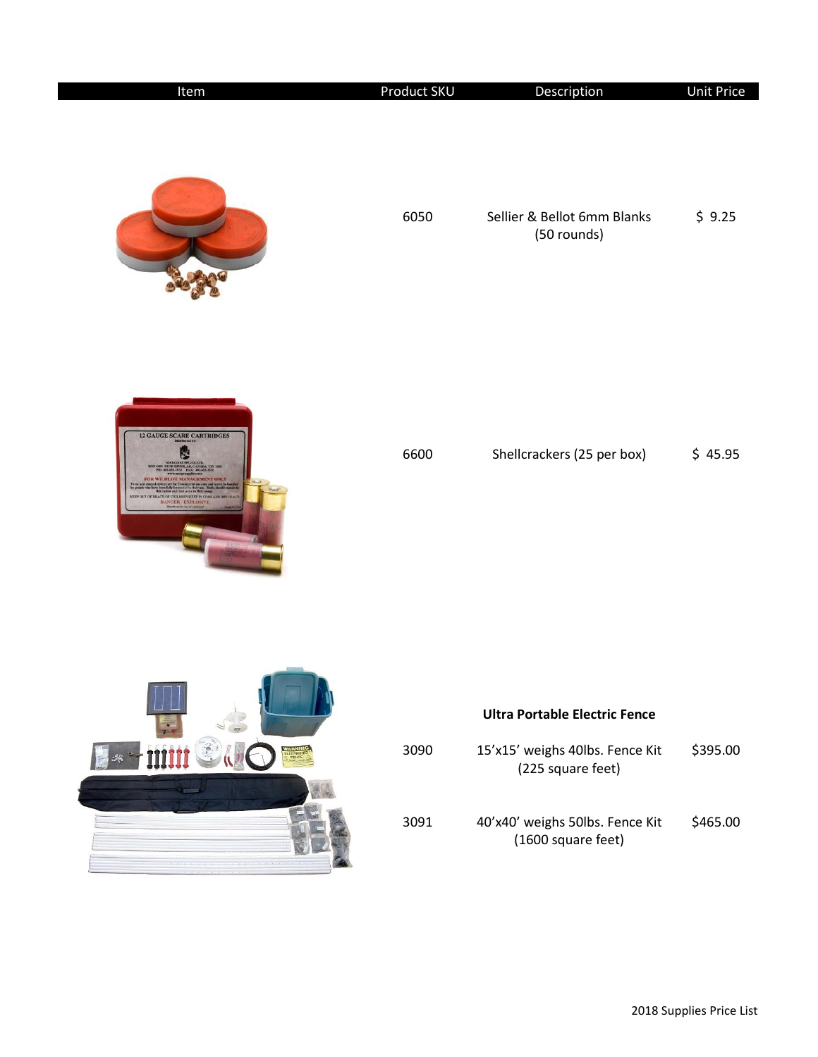| Item | Product SKU | Description | Unit Price |
| --- | --- | --- | --- |
| | 6050 | Sellier & Bellot 6mm Blanks (50 rounds) | $ 9.25 |
| | 6600 | Shellcrackers (25 per box) | $ 45.95 |
| | | **Ultra Portable Electric Fence** | |
| | 3090 | 15'x15' weighs 40lbs. Fence Kit (225 square feet) | $395.00 |
| | 3091 | 40'x40' weighs 50lbs. Fence Kit (1600 square feet) | $465.00 |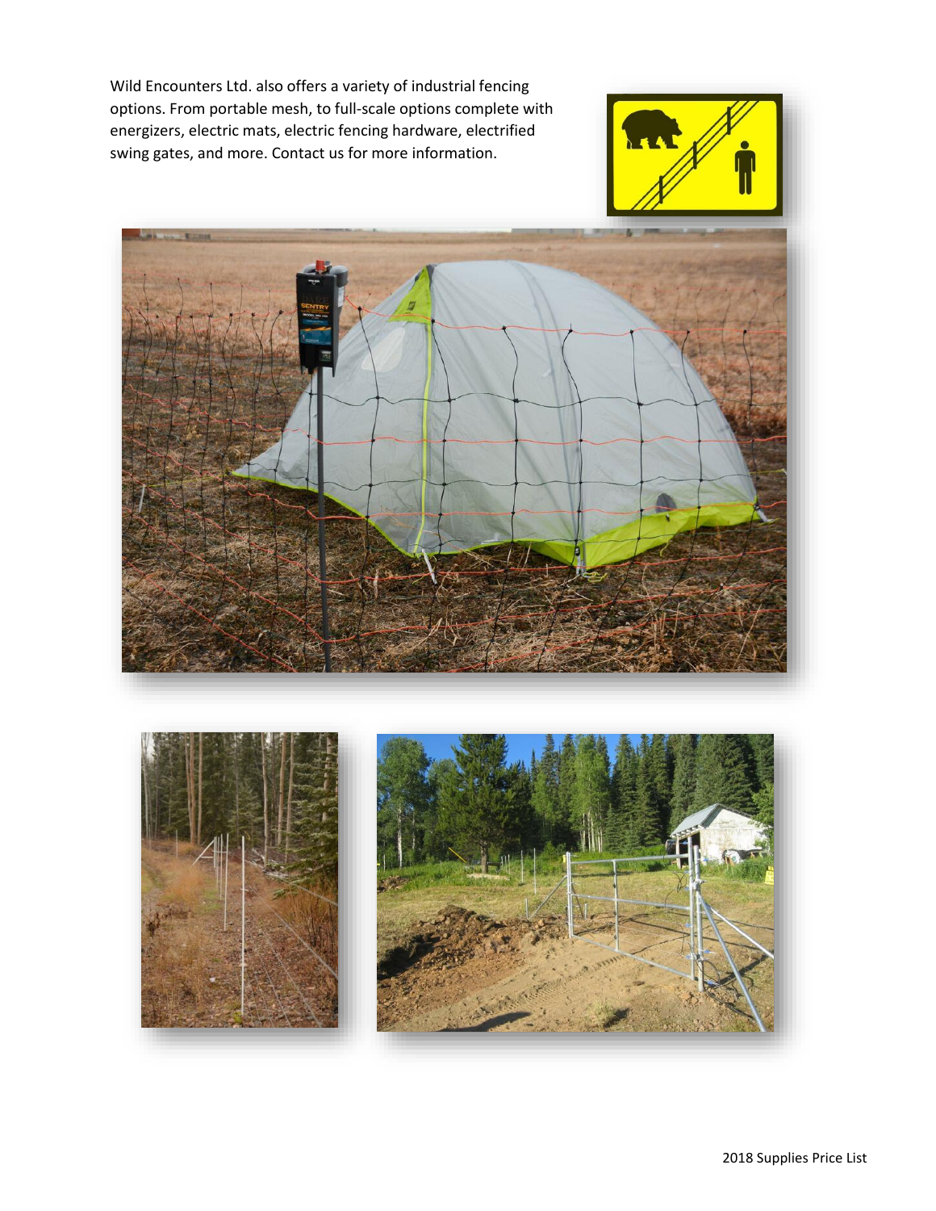Wild Encounters Ltd. also offers a variety of industrial fencing options. From portable mesh, to full-scale options complete with energizers, electric mats, electric fencing hardware, electrified swing gates, and more. Contact us for more information.